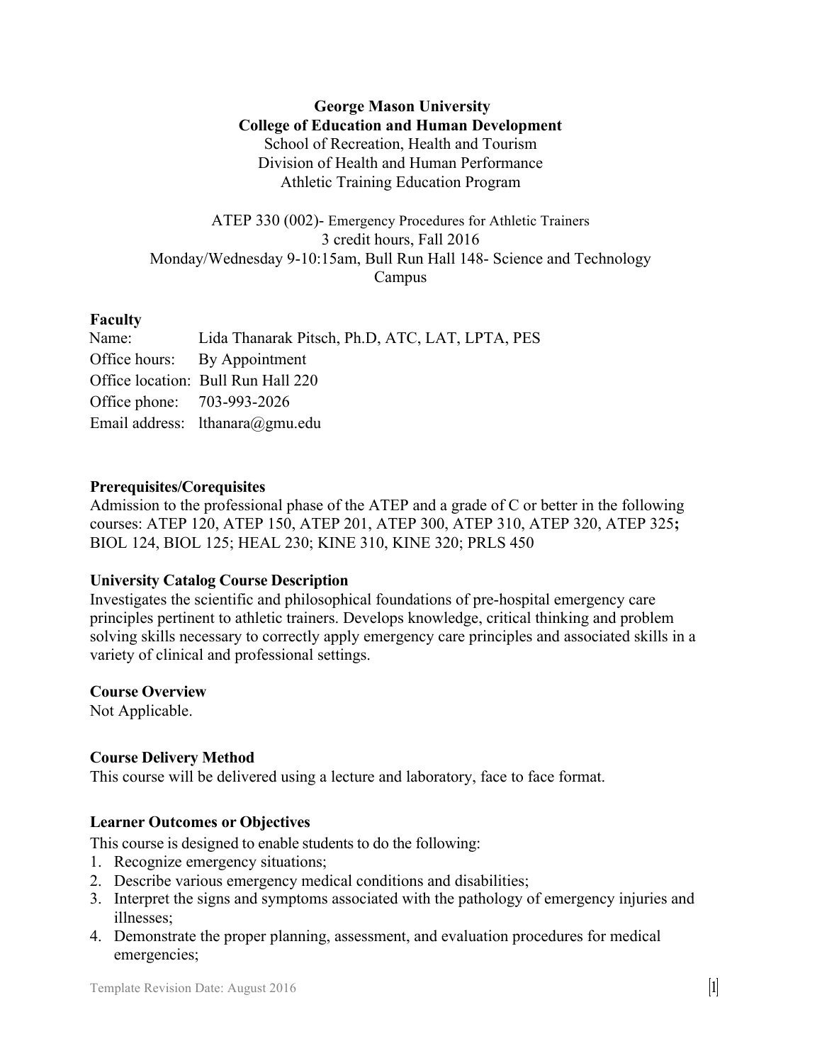**George Mason University**
**College of Education and Human Development**
School of Recreation, Health and Tourism
Division of Health and Human Performance
Athletic Training Education Program

ATEP 330 (002)- Emergency Procedures for Athletic Trainers
3 credit hours, Fall 2016
Monday/Wednesday 9-10:15am, Bull Run Hall 148- Science and Technology Campus

## Faculty

Name: Lida Thanarak Pitsch, Ph.D, ATC, LAT, LPTA, PES
Office hours: By Appointment
Office location: Bull Run Hall 220
Office phone: 703-993-2026
Email address: lthanara@gmu.edu

## Prerequisites/Corequisites

Admission to the professional phase of the ATEP and a grade of C or better in the following courses: ATEP 120, ATEP 150, ATEP 201, ATEP 300, ATEP 310, ATEP 320, ATEP 325**;** BIOL 124, BIOL 125; HEAL 230; KINE 310, KINE 320; PRLS 450

## University Catalog Course Description

Investigates the scientific and philosophical foundations of pre-hospital emergency care principles pertinent to athletic trainers. Develops knowledge, critical thinking and problem solving skills necessary to correctly apply emergency care principles and associated skills in a variety of clinical and professional settings.

## Course Overview

Not Applicable.

## Course Delivery Method

This course will be delivered using a lecture and laboratory, face to face format.

## Learner Outcomes or Objectives

This course is designed to enable students to do the following:

1. Recognize emergency situations;
2. Describe various emergency medical conditions and disabilities;
3. Interpret the signs and symptoms associated with the pathology of emergency injuries and illnesses;
4. Demonstrate the proper planning, assessment, and evaluation procedures for medical emergencies;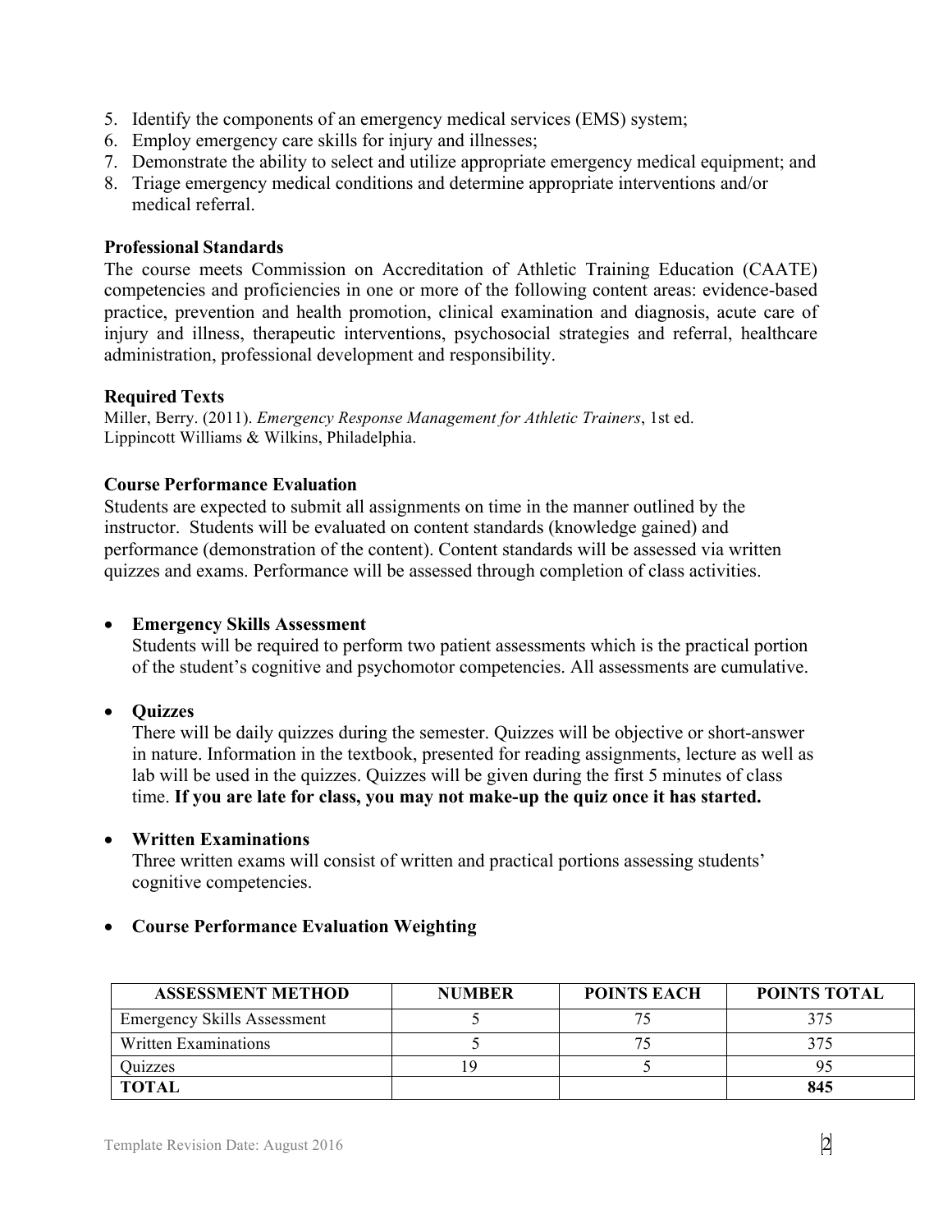5. Identify the components of an emergency medical services (EMS) system;
6. Employ emergency care skills for injury and illnesses;
7. Demonstrate the ability to select and utilize appropriate emergency medical equipment; and
8. Triage emergency medical conditions and determine appropriate interventions and/or medical referral.

**Professional Standards**

The course meets Commission on Accreditation of Athletic Training Education (CAATE) competencies and proficiencies in one or more of the following content areas: evidence-based practice, prevention and health promotion, clinical examination and diagnosis, acute care of injury and illness, therapeutic interventions, psychosocial strategies and referral, healthcare administration, professional development and responsibility.

**Required Texts**

Miller, Berry. (2011). *Emergency Response Management for Athletic Trainers*, 1st ed. Lippincott Williams & Wilkins, Philadelphia.

**Course Performance Evaluation**

Students are expected to submit all assignments on time in the manner outlined by the instructor. Students will be evaluated on content standards (knowledge gained) and performance (demonstration of the content). Content standards will be assessed via written quizzes and exams. Performance will be assessed through completion of class activities.

- **Emergency Skills Assessment**
  Students will be required to perform two patient assessments which is the practical portion of the student's cognitive and psychomotor competencies. All assessments are cumulative.

- **Quizzes**
  There will be daily quizzes during the semester. Quizzes will be objective or short-answer in nature. Information in the textbook, presented for reading assignments, lecture as well as lab will be used in the quizzes. Quizzes will be given during the first 5 minutes of class time. **If you are late for class, you may not make-up the quiz once it has started.**

- **Written Examinations**
  Three written exams will consist of written and practical portions assessing students' cognitive competencies.

- **Course Performance Evaluation Weighting**

| ASSESSMENT METHOD | NUMBER | POINTS EACH | POINTS TOTAL |
|---|---|---|---|
| Emergency Skills Assessment | 5 | 75 | 375 |
| Written Examinations | 5 | 75 | 375 |
| Quizzes | 19 | 5 | 95 |
| **TOTAL** | | | **845** |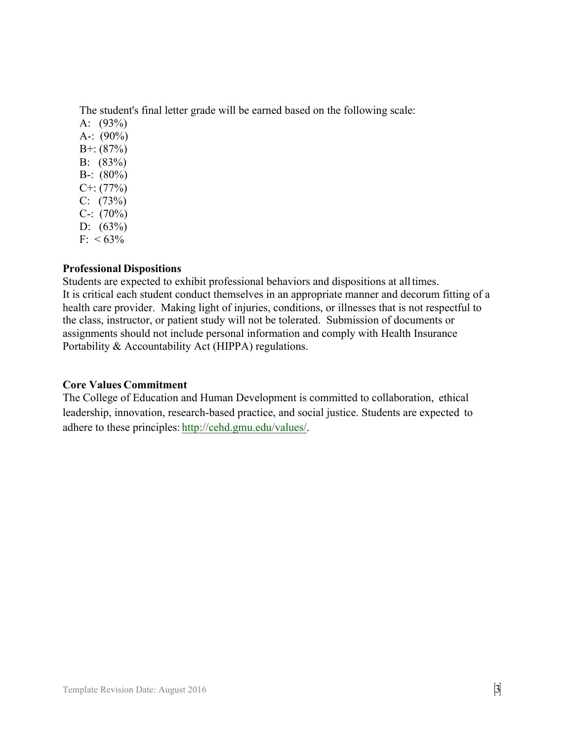The student's final letter grade will be earned based on the following scale:

A: (93%)
A-: (90%)
B+: (87%)
B: (83%)
B-: (80%)
C+: (77%)
C: (73%)
C-: (70%)
D: (63%)
F: < 63%

**Professional Dispositions**

Students are expected to exhibit professional behaviors and dispositions at all times. It is critical each student conduct themselves in an appropriate manner and decorum fitting of a health care provider. Making light of injuries, conditions, or illnesses that is not respectful to the class, instructor, or patient study will not be tolerated. Submission of documents or assignments should not include personal information and comply with Health Insurance Portability & Accountability Act (HIPPA) regulations.

**Core Values Commitment**

The College of Education and Human Development is committed to collaboration, ethical leadership, innovation, research-based practice, and social justice. Students are expected to adhere to these principles: http://cehd.gmu.edu/values/.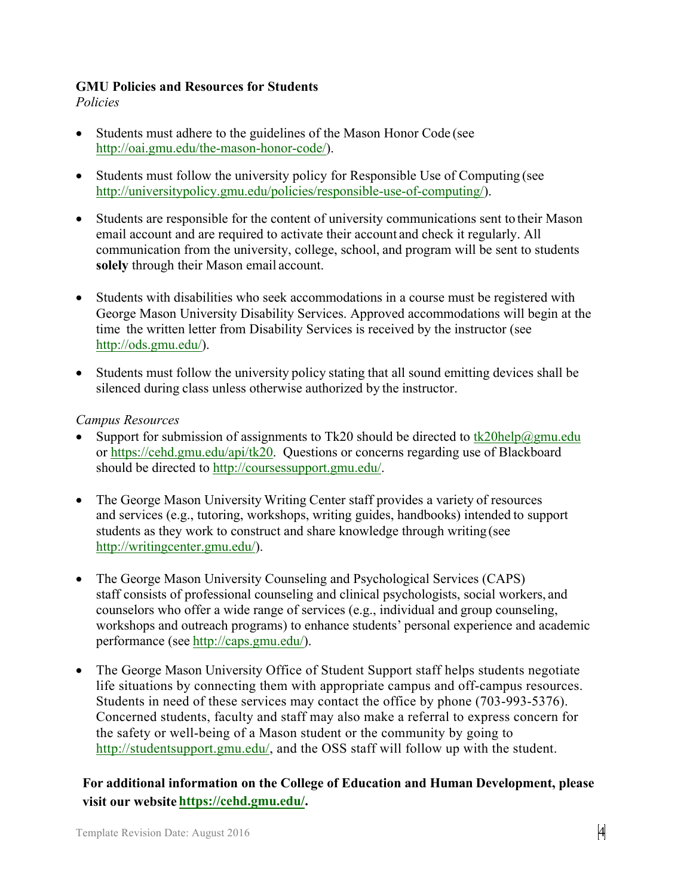**GMU Policies and Resources for Students**

*Policies*

- Students must adhere to the guidelines of the Mason Honor Code (see http://oai.gmu.edu/the-mason-honor-code/).

- Students must follow the university policy for Responsible Use of Computing (see http://universitypolicy.gmu.edu/policies/responsible-use-of-computing/).

- Students are responsible for the content of university communications sent to their Mason email account and are required to activate their account and check it regularly. All communication from the university, college, school, and program will be sent to students **solely** through their Mason email account.

- Students with disabilities who seek accommodations in a course must be registered with George Mason University Disability Services. Approved accommodations will begin at the time the written letter from Disability Services is received by the instructor (see http://ods.gmu.edu/).

- Students must follow the university policy stating that all sound emitting devices shall be silenced during class unless otherwise authorized by the instructor.

*Campus Resources*

- Support for submission of assignments to Tk20 should be directed to tk20help@gmu.edu or https://cehd.gmu.edu/api/tk20. Questions or concerns regarding use of Blackboard should be directed to http://coursessupport.gmu.edu/.

- The George Mason University Writing Center staff provides a variety of resources and services (e.g., tutoring, workshops, writing guides, handbooks) intended to support students as they work to construct and share knowledge through writing (see http://writingcenter.gmu.edu/).

- The George Mason University Counseling and Psychological Services (CAPS) staff consists of professional counseling and clinical psychologists, social workers, and counselors who offer a wide range of services (e.g., individual and group counseling, workshops and outreach programs) to enhance students' personal experience and academic performance (see http://caps.gmu.edu/).

- The George Mason University Office of Student Support staff helps students negotiate life situations by connecting them with appropriate campus and off-campus resources. Students in need of these services may contact the office by phone (703-993-5376). Concerned students, faculty and staff may also make a referral to express concern for the safety or well-being of a Mason student or the community by going to http://studentsupport.gmu.edu/, and the OSS staff will follow up with the student.

**For additional information on the College of Education and Human Development, please visit our website https://cehd.gmu.edu/.**

Template Revision Date: August 2016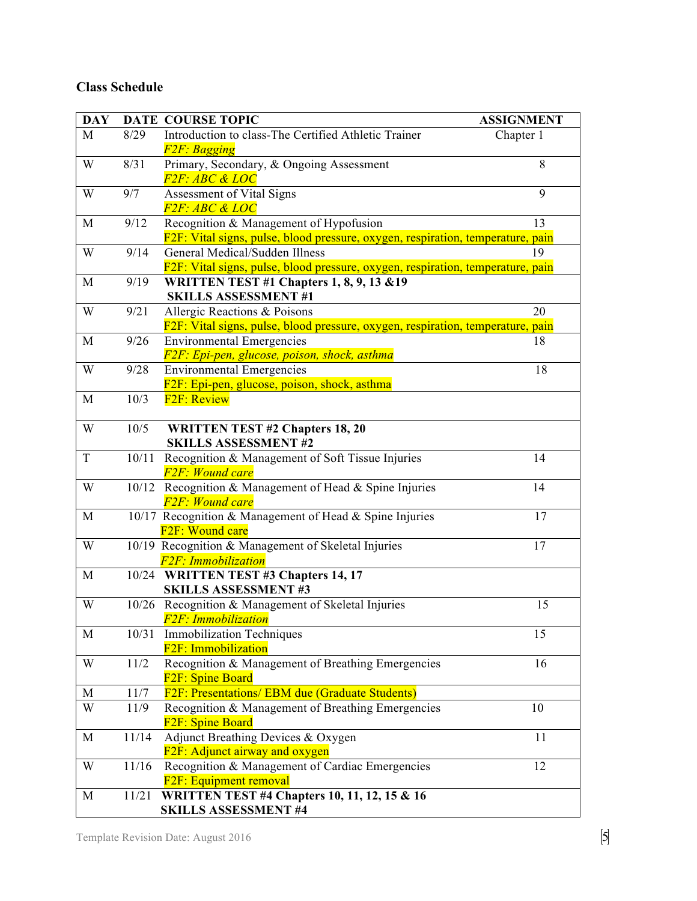**Class Schedule**

| DAY | DATE | COURSE TOPIC | ASSIGNMENT |
|---|---|---|---|
| M | 8/29 | Introduction to class-The Certified Athletic Trainer<br>*F2F: Bagging* | Chapter 1 |
| W | 8/31 | Primary, Secondary, & Ongoing Assessment<br>*F2F: ABC & LOC* | 8 |
| W | 9/7 | Assessment of Vital Signs<br>*F2F: ABC & LOC* | 9 |
| M | 9/12 | Recognition & Management of Hypofusion<br>F2F: Vital signs, pulse, blood pressure, oxygen, respiration, temperature, pain | 13 |
| W | 9/14 | General Medical/Sudden Illness<br>F2F: Vital signs, pulse, blood pressure, oxygen, respiration, temperature, pain | 19 |
| M | 9/19 | **WRITTEN TEST #1 Chapters 1, 8, 9, 13 &19**<br>**SKILLS ASSESSMENT #1** | |
| W | 9/21 | Allergic Reactions & Poisons<br>F2F: Vital signs, pulse, blood pressure, oxygen, respiration, temperature, pain | 20 |
| M | 9/26 | Environmental Emergencies<br>*F2F: Epi-pen, glucose, poison, shock, asthma* | 18 |
| W | 9/28 | Environmental Emergencies<br>F2F: Epi-pen, glucose, poison, shock, asthma | 18 |
| M | 10/3 | F2F: Review | |
| W | 10/5 | **WRITTEN TEST #2 Chapters 18, 20**<br>**SKILLS ASSESSMENT #2** | |
| T | 10/11 | Recognition & Management of Soft Tissue Injuries<br>*F2F: Wound care* | 14 |
| W | 10/12 | Recognition & Management of Head & Spine Injuries<br>*F2F: Wound care* | 14 |
| M | 10/17 | Recognition & Management of Head & Spine Injuries<br>F2F: Wound care | 17 |
| W | 10/19 | Recognition & Management of Skeletal Injuries<br>*F2F: Immobilization* | 17 |
| M | 10/24 | **WRITTEN TEST #3 Chapters 14, 17**<br>**SKILLS ASSESSMENT #3** | |
| W | 10/26 | Recognition & Management of Skeletal Injuries<br>*F2F: Immobilization* | 15 |
| M | 10/31 | Immobilization Techniques<br>F2F: Immobilization | 15 |
| W | 11/2 | Recognition & Management of Breathing Emergencies<br>F2F: Spine Board | 16 |
| M | 11/7 | F2F: Presentations/ EBM due (Graduate Students) | |
| W | 11/9 | Recognition & Management of Breathing Emergencies<br>F2F: Spine Board | 10 |
| M | 11/14 | Adjunct Breathing Devices & Oxygen<br>F2F: Adjunct airway and oxygen | 11 |
| W | 11/16 | Recognition & Management of Cardiac Emergencies<br>F2F: Equipment removal | 12 |
| M | 11/21 | **WRITTEN TEST #4 Chapters 10, 11, 12, 15 & 16**<br>**SKILLS ASSESSMENT #4** | |

Template Revision Date: August 2016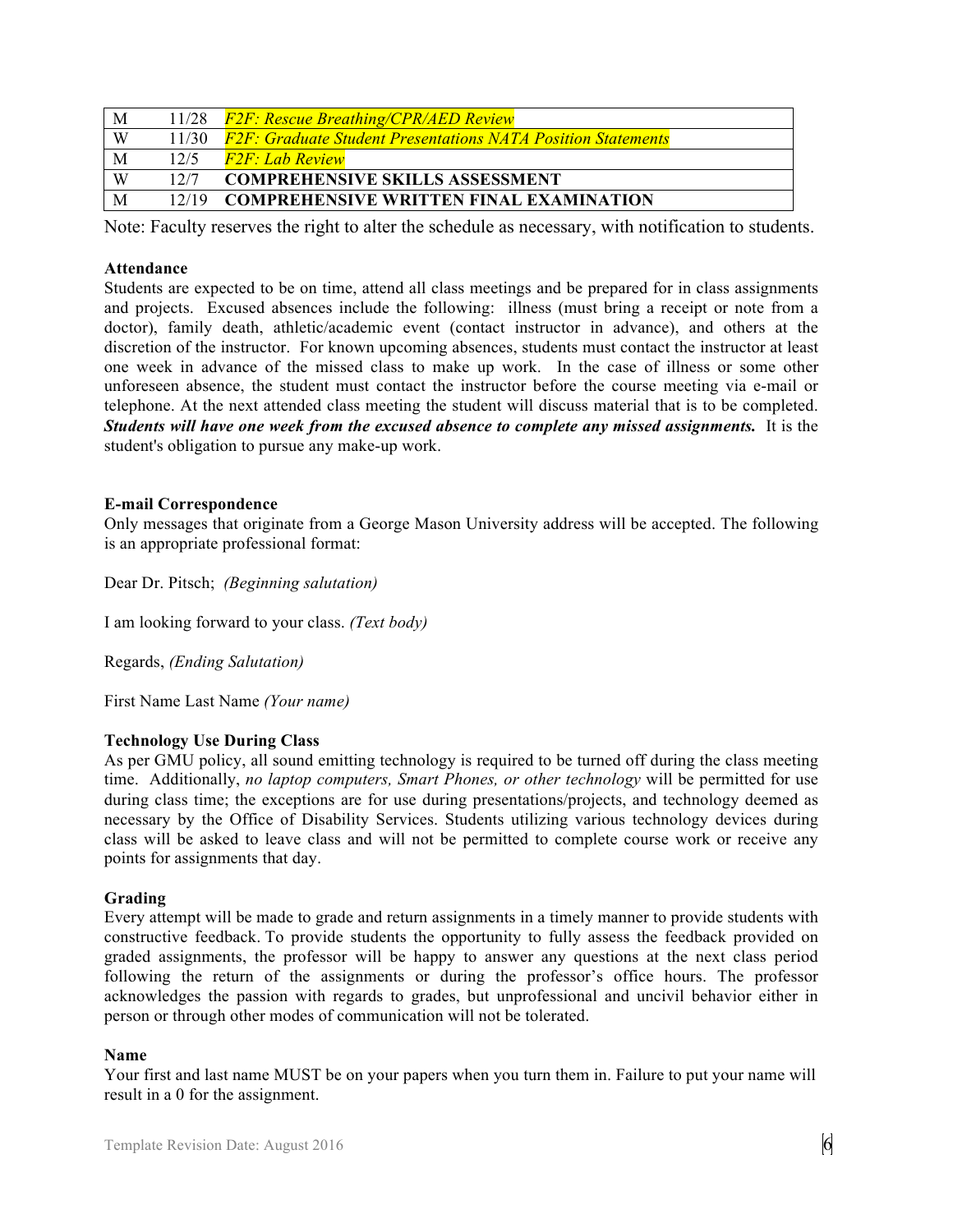| M | 11/28 | *F2F: Rescue Breathing/CPR/AED Review* |
|---|---|---|
| W | 11/30 | *F2F: Graduate Student Presentations NATA Position Statements* |
| M | 12/5 | *F2F: Lab Review* |
| W | 12/7 | **COMPREHENSIVE SKILLS ASSESSMENT** |
| M | 12/19 | **COMPREHENSIVE WRITTEN FINAL EXAMINATION** |

Note: Faculty reserves the right to alter the schedule as necessary, with notification to students.

**Attendance**

Students are expected to be on time, attend all class meetings and be prepared for in class assignments and projects. Excused absences include the following: illness (must bring a receipt or note from a doctor), family death, athletic/academic event (contact instructor in advance), and others at the discretion of the instructor. For known upcoming absences, students must contact the instructor at least one week in advance of the missed class to make up work. In the case of illness or some other unforeseen absence, the student must contact the instructor before the course meeting via e-mail or telephone. At the next attended class meeting the student will discuss material that is to be completed. ***Students will have one week from the excused absence to complete any missed assignments.*** It is the student's obligation to pursue any make-up work.

**E-mail Correspondence**

Only messages that originate from a George Mason University address will be accepted. The following is an appropriate professional format:

Dear Dr. Pitsch; *(Beginning salutation)*

I am looking forward to your class. *(Text body)*

Regards, *(Ending Salutation)*

First Name Last Name *(Your name)*

**Technology Use During Class**

As per GMU policy, all sound emitting technology is required to be turned off during the class meeting time. Additionally, *no laptop computers, Smart Phones, or other technology* will be permitted for use during class time; the exceptions are for use during presentations/projects, and technology deemed as necessary by the Office of Disability Services. Students utilizing various technology devices during class will be asked to leave class and will not be permitted to complete course work or receive any points for assignments that day.

**Grading**

Every attempt will be made to grade and return assignments in a timely manner to provide students with constructive feedback. To provide students the opportunity to fully assess the feedback provided on graded assignments, the professor will be happy to answer any questions at the next class period following the return of the assignments or during the professor's office hours. The professor acknowledges the passion with regards to grades, but unprofessional and uncivil behavior either in person or through other modes of communication will not be tolerated.

**Name**

Your first and last name MUST be on your papers when you turn them in. Failure to put your name will result in a 0 for the assignment.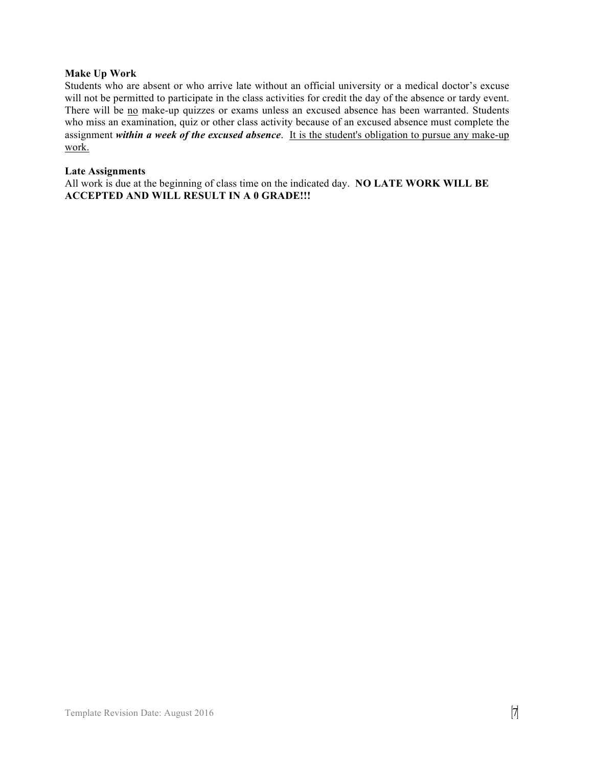**Make Up Work**

Students who are absent or who arrive late without an official university or a medical doctor's excuse will not be permitted to participate in the class activities for credit the day of the absence or tardy event. There will be <u>no</u> make-up quizzes or exams unless an excused absence has been warranted. Students who miss an examination, quiz or other class activity because of an excused absence must complete the assignment ***within a week of the excused absence***. <u>It is the student's obligation to pursue any make-up work.</u>

**Late Assignments**

All work is due at the beginning of class time on the indicated day. **NO LATE WORK WILL BE ACCEPTED AND WILL RESULT IN A 0 GRADE!!!**